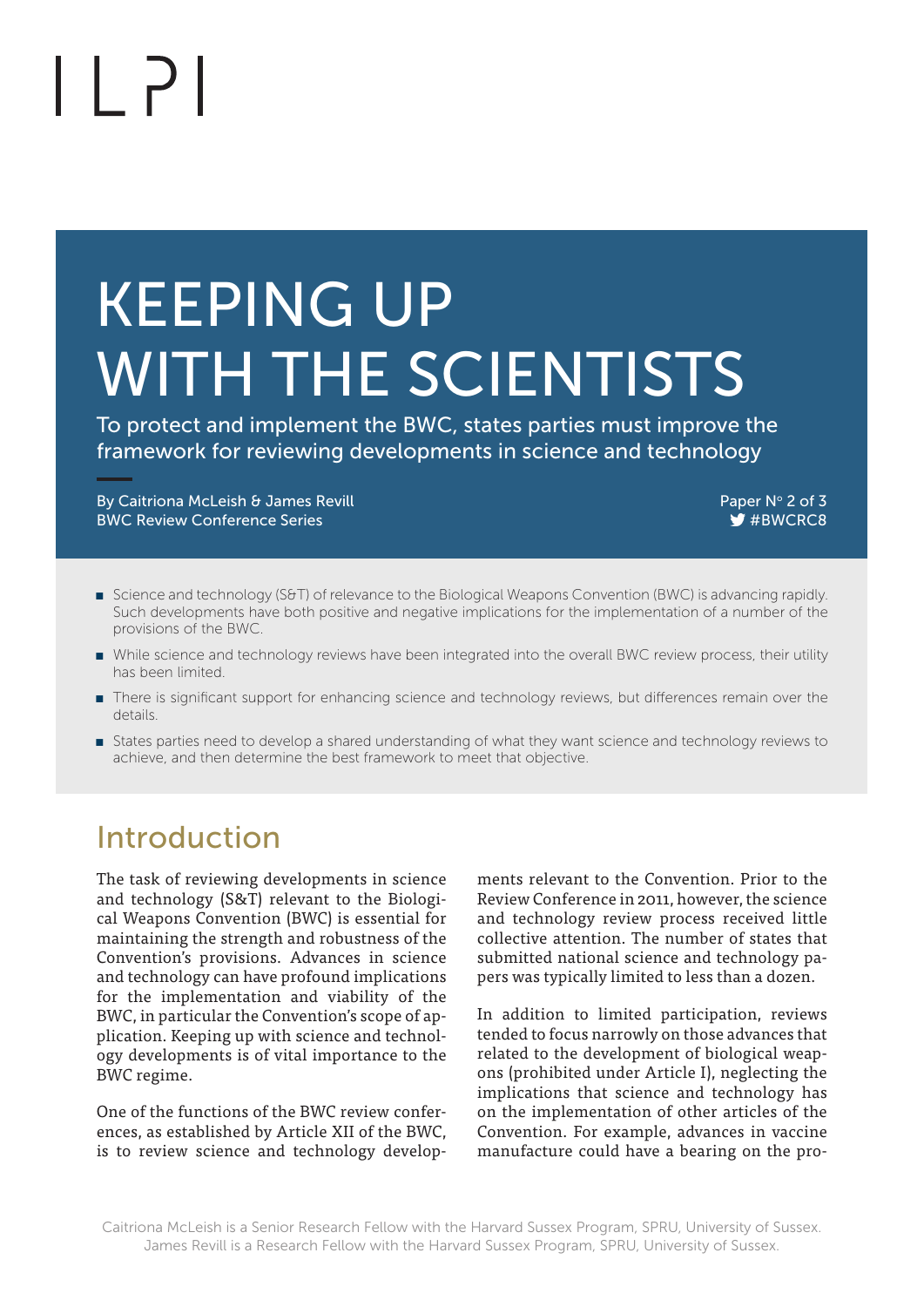ILPI

# KEEPING UP WITH THE SCIENTISTS

To protect and implement the BWC, states parties must improve the framework for reviewing developments in science and technology

By Caitriona McLeish & James Revill
BWC Review Conference Series

Paper N° 2 of 3
#BWCRC8

- Science and technology (S&T) of relevance to the Biological Weapons Convention (BWC) is advancing rapidly. Such developments have both positive and negative implications for the implementation of a number of the provisions of the BWC.
- While science and technology reviews have been integrated into the overall BWC review process, their utility has been limited.
- There is significant support for enhancing science and technology reviews, but differences remain over the details.
- States parties need to develop a shared understanding of what they want science and technology reviews to achieve, and then determine the best framework to meet that objective.

## Introduction

The task of reviewing developments in science and technology (S&T) relevant to the Biological Weapons Convention (BWC) is essential for maintaining the strength and robustness of the Convention's provisions. Advances in science and technology can have profound implications for the implementation and viability of the BWC, in particular the Convention's scope of application. Keeping up with science and technology developments is of vital importance to the BWC regime.

One of the functions of the BWC review conferences, as established by Article XII of the BWC, is to review science and technology developments relevant to the Convention. Prior to the Review Conference in 2011, however, the science and technology review process received little collective attention. The number of states that submitted national science and technology papers was typically limited to less than a dozen.

In addition to limited participation, reviews tended to focus narrowly on those advances that related to the development of biological weapons (prohibited under Article I), neglecting the implications that science and technology has on the implementation of other articles of the Convention. For example, advances in vaccine manufacture could have a bearing on the pro-

Caitriona McLeish is a Senior Research Fellow with the Harvard Sussex Program, SPRU, University of Sussex. James Revill is a Research Fellow with the Harvard Sussex Program, SPRU, University of Sussex.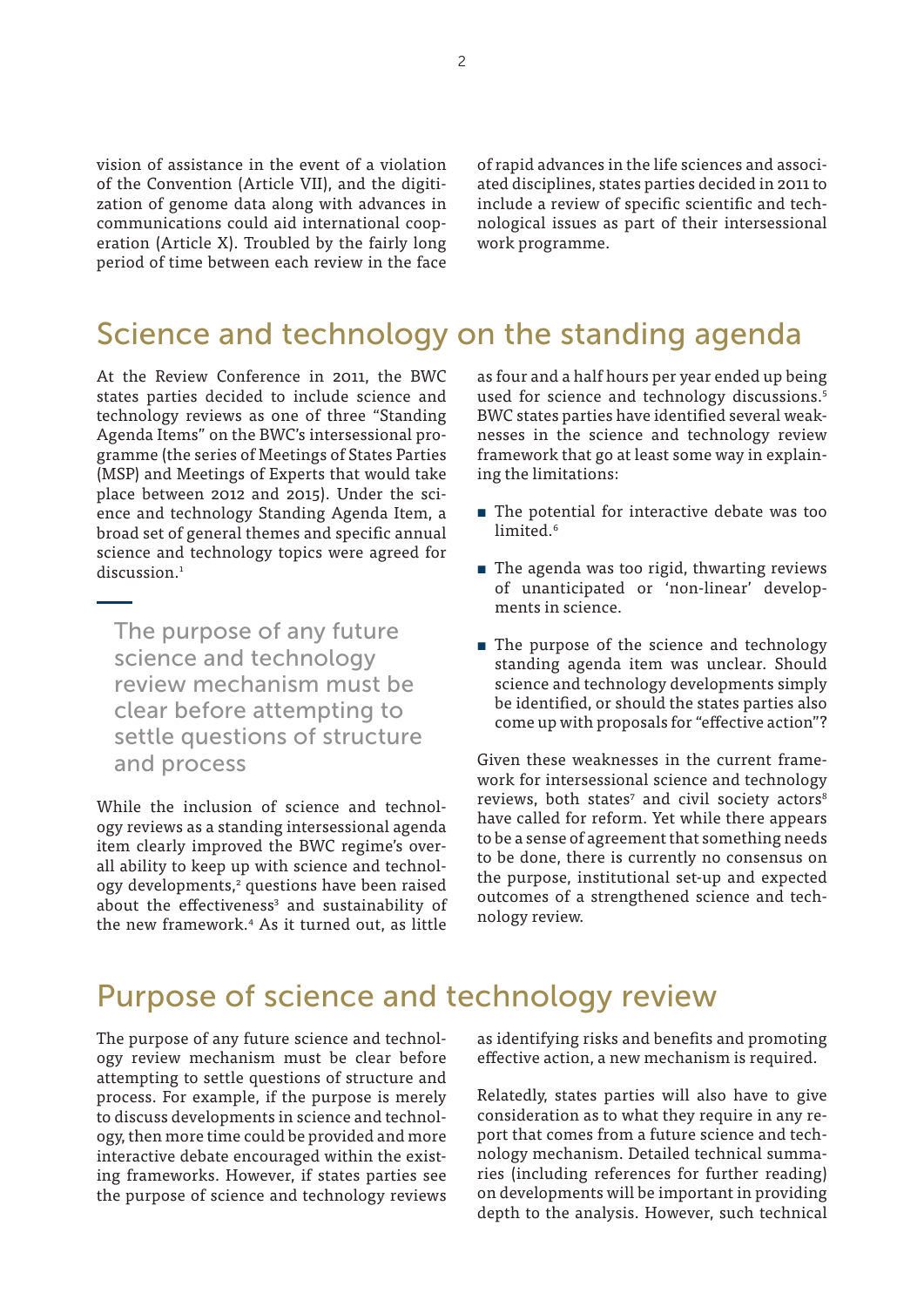vision of assistance in the event of a violation of the Convention (Article VII), and the digitization of genome data along with advances in communications could aid international cooperation (Article X). Troubled by the fairly long period of time between each review in the face of rapid advances in the life sciences and associated disciplines, states parties decided in 2011 to include a review of specific scientific and technological issues as part of their intersessional work programme.

## Science and technology on the standing agenda

At the Review Conference in 2011, the BWC states parties decided to include science and technology reviews as one of three "Standing Agenda Items" on the BWC's intersessional programme (the series of Meetings of States Parties (MSP) and Meetings of Experts that would take place between 2012 and 2015). Under the science and technology Standing Agenda Item, a broad set of general themes and specific annual science and technology topics were agreed for discussion.[1]

> The purpose of any future science and technology review mechanism must be clear before attempting to settle questions of structure and process

While the inclusion of science and technology reviews as a standing intersessional agenda item clearly improved the BWC regime's overall ability to keep up with science and technology developments,[2] questions have been raised about the effectiveness[3] and sustainability of the new framework.[4] As it turned out, as little as four and a half hours per year ended up being used for science and technology discussions.[5] BWC states parties have identified several weaknesses in the science and technology review framework that go at least some way in explaining the limitations:

- The potential for interactive debate was too limited.[6]
- The agenda was too rigid, thwarting reviews of unanticipated or 'non-linear' developments in science.
- The purpose of the science and technology standing agenda item was unclear. Should science and technology developments simply be identified, or should the states parties also come up with proposals for "effective action"?

Given these weaknesses in the current framework for intersessional science and technology reviews, both states[7] and civil society actors[8] have called for reform. Yet while there appears to be a sense of agreement that something needs to be done, there is currently no consensus on the purpose, institutional set-up and expected outcomes of a strengthened science and technology review.

## Purpose of science and technology review

The purpose of any future science and technology review mechanism must be clear before attempting to settle questions of structure and process. For example, if the purpose is merely to discuss developments in science and technology, then more time could be provided and more interactive debate encouraged within the existing frameworks. However, if states parties see the purpose of science and technology reviews as identifying risks and benefits and promoting effective action, a new mechanism is required.

Relatedly, states parties will also have to give consideration as to what they require in any report that comes from a future science and technology mechanism. Detailed technical summaries (including references for further reading) on developments will be important in providing depth to the analysis. However, such technical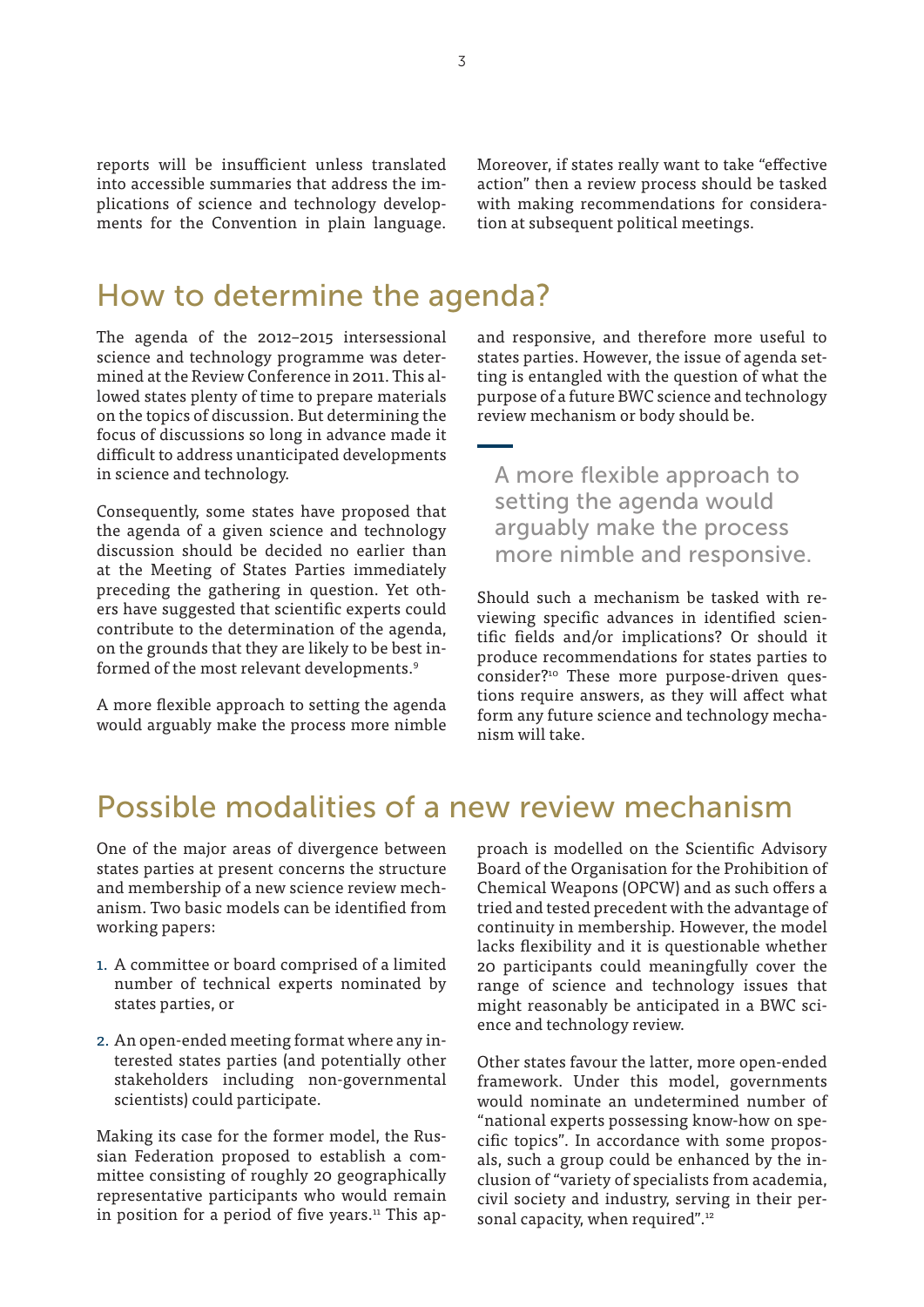reports will be insufficient unless translated into accessible summaries that address the implications of science and technology developments for the Convention in plain language. Moreover, if states really want to take "effective action" then a review process should be tasked with making recommendations for consideration at subsequent political meetings.

## How to determine the agenda?

The agenda of the 2012–2015 intersessional science and technology programme was determined at the Review Conference in 2011. This allowed states plenty of time to prepare materials on the topics of discussion. But determining the focus of discussions so long in advance made it difficult to address unanticipated developments in science and technology.

Consequently, some states have proposed that the agenda of a given science and technology discussion should be decided no earlier than at the Meeting of States Parties immediately preceding the gathering in question. Yet others have suggested that scientific experts could contribute to the determination of the agenda, on the grounds that they are likely to be best informed of the most relevant developments.[9]

A more flexible approach to setting the agenda would arguably make the process more nimble and responsive, and therefore more useful to states parties. However, the issue of agenda setting is entangled with the question of what the purpose of a future BWC science and technology review mechanism or body should be.

> A more flexible approach to setting the agenda would arguably make the process more nimble and responsive.

Should such a mechanism be tasked with reviewing specific advances in identified scientific fields and/or implications? Or should it produce recommendations for states parties to consider?[10] These more purpose-driven questions require answers, as they will affect what form any future science and technology mechanism will take.

## Possible modalities of a new review mechanism

One of the major areas of divergence between states parties at present concerns the structure and membership of a new science review mechanism. Two basic models can be identified from working papers:

1. A committee or board comprised of a limited number of technical experts nominated by states parties, or
2. An open-ended meeting format where any interested states parties (and potentially other stakeholders including non-governmental scientists) could participate.

Making its case for the former model, the Russian Federation proposed to establish a committee consisting of roughly 20 geographically representative participants who would remain in position for a period of five years.[11] This approach is modelled on the Scientific Advisory Board of the Organisation for the Prohibition of Chemical Weapons (OPCW) and as such offers a tried and tested precedent with the advantage of continuity in membership. However, the model lacks flexibility and it is questionable whether 20 participants could meaningfully cover the range of science and technology issues that might reasonably be anticipated in a BWC science and technology review.

Other states favour the latter, more open-ended framework. Under this model, governments would nominate an undetermined number of "national experts possessing know-how on specific topics". In accordance with some proposals, such a group could be enhanced by the inclusion of "variety of specialists from academia, civil society and industry, serving in their personal capacity, when required".[12]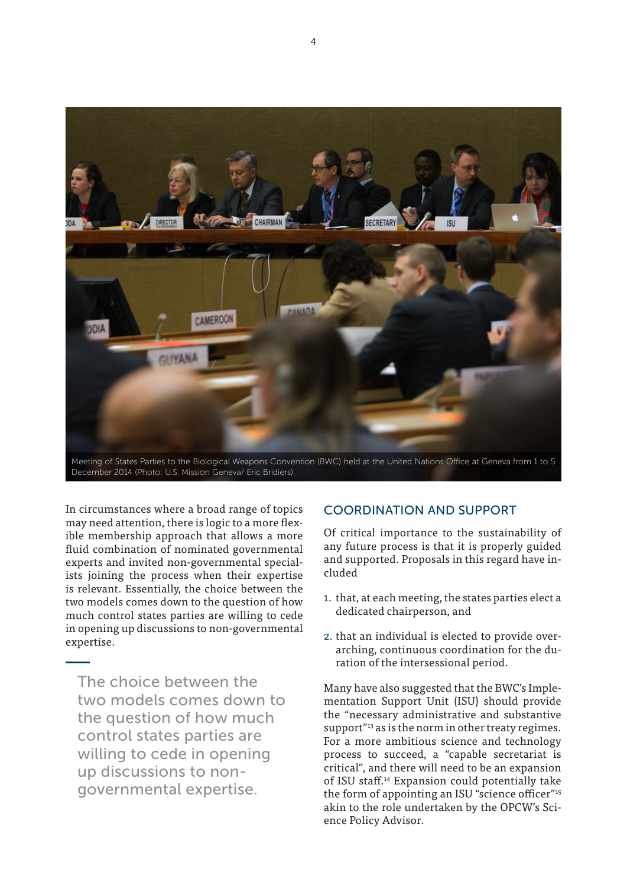Meeting of States Parties to the Biological Weapons Convention (BWC) held at the United Nations Office at Geneva from 1 to 5 December 2014 (Photo: U.S. Mission Geneva/ Eric Bridiers).

In circumstances where a broad range of topics may need attention, there is logic to a more flexible membership approach that allows a more fluid combination of nominated governmental experts and invited non-governmental specialists joining the process when their expertise is relevant. Essentially, the choice between the two models comes down to the question of how much control states parties are willing to cede in opening up discussions to non-governmental expertise.

> The choice between the two models comes down to the question of how much control states parties are willing to cede in opening up discussions to non-governmental expertise.

## COORDINATION AND SUPPORT

Of critical importance to the sustainability of any future process is that it is properly guided and supported. Proposals in this regard have included

1. that, at each meeting, the states parties elect a dedicated chairperson, and
2. that an individual is elected to provide overarching, continuous coordination for the duration of the intersessional period.

Many have also suggested that the BWC's Implementation Support Unit (ISU) should provide the "necessary administrative and substantive support"[13] as is the norm in other treaty regimes. For a more ambitious science and technology process to succeed, a "capable secretariat is critical", and there will need to be an expansion of ISU staff.[14] Expansion could potentially take the form of appointing an ISU "science officer"[15] akin to the role undertaken by the OPCW's Science Policy Advisor.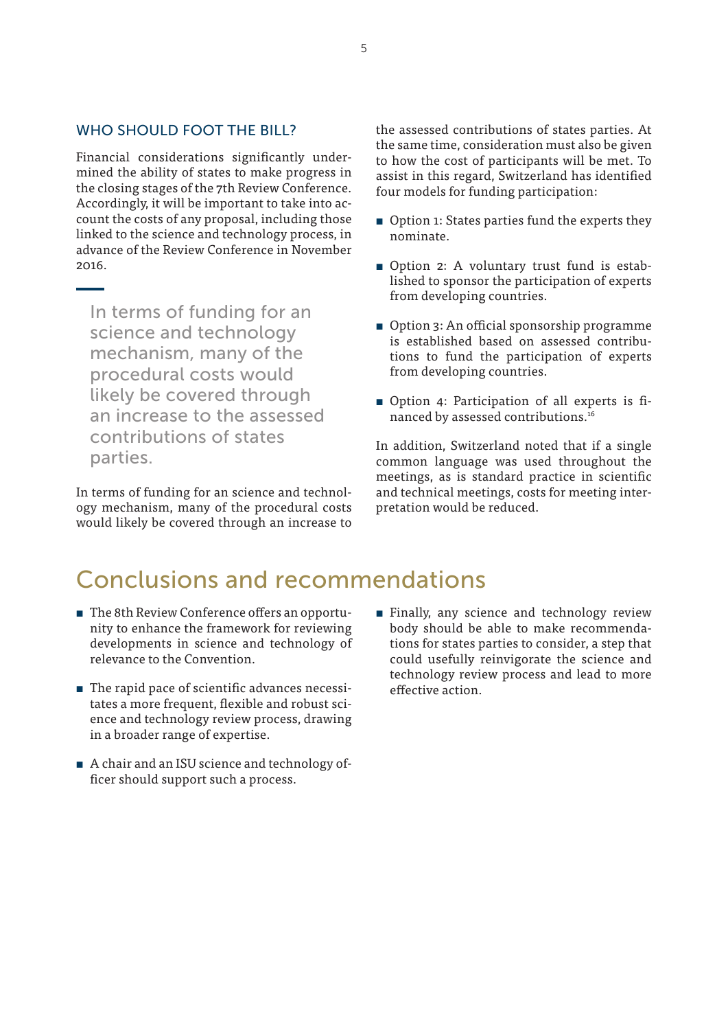## WHO SHOULD FOOT THE BILL?

Financial considerations significantly undermined the ability of states to make progress in the closing stages of the 7th Review Conference. Accordingly, it will be important to take into account the costs of any proposal, including those linked to the science and technology process, in advance of the Review Conference in November 2016.

> In terms of funding for an science and technology mechanism, many of the procedural costs would likely be covered through an increase to the assessed contributions of states parties.

In terms of funding for an science and technology mechanism, many of the procedural costs would likely be covered through an increase to the assessed contributions of states parties. At the same time, consideration must also be given to how the cost of participants will be met. To assist in this regard, Switzerland has identified four models for funding participation:

- Option 1: States parties fund the experts they nominate.
- Option 2: A voluntary trust fund is established to sponsor the participation of experts from developing countries.
- Option 3: An official sponsorship programme is established based on assessed contributions to fund the participation of experts from developing countries.
- Option 4: Participation of all experts is financed by assessed contributions.[16]

In addition, Switzerland noted that if a single common language was used throughout the meetings, as is standard practice in scientific and technical meetings, costs for meeting interpretation would be reduced.

# Conclusions and recommendations

- The 8th Review Conference offers an opportunity to enhance the framework for reviewing developments in science and technology of relevance to the Convention.
- The rapid pace of scientific advances necessitates a more frequent, flexible and robust science and technology review process, drawing in a broader range of expertise.
- A chair and an ISU science and technology officer should support such a process.
- Finally, any science and technology review body should be able to make recommendations for states parties to consider, a step that could usefully reinvigorate the science and technology review process and lead to more effective action.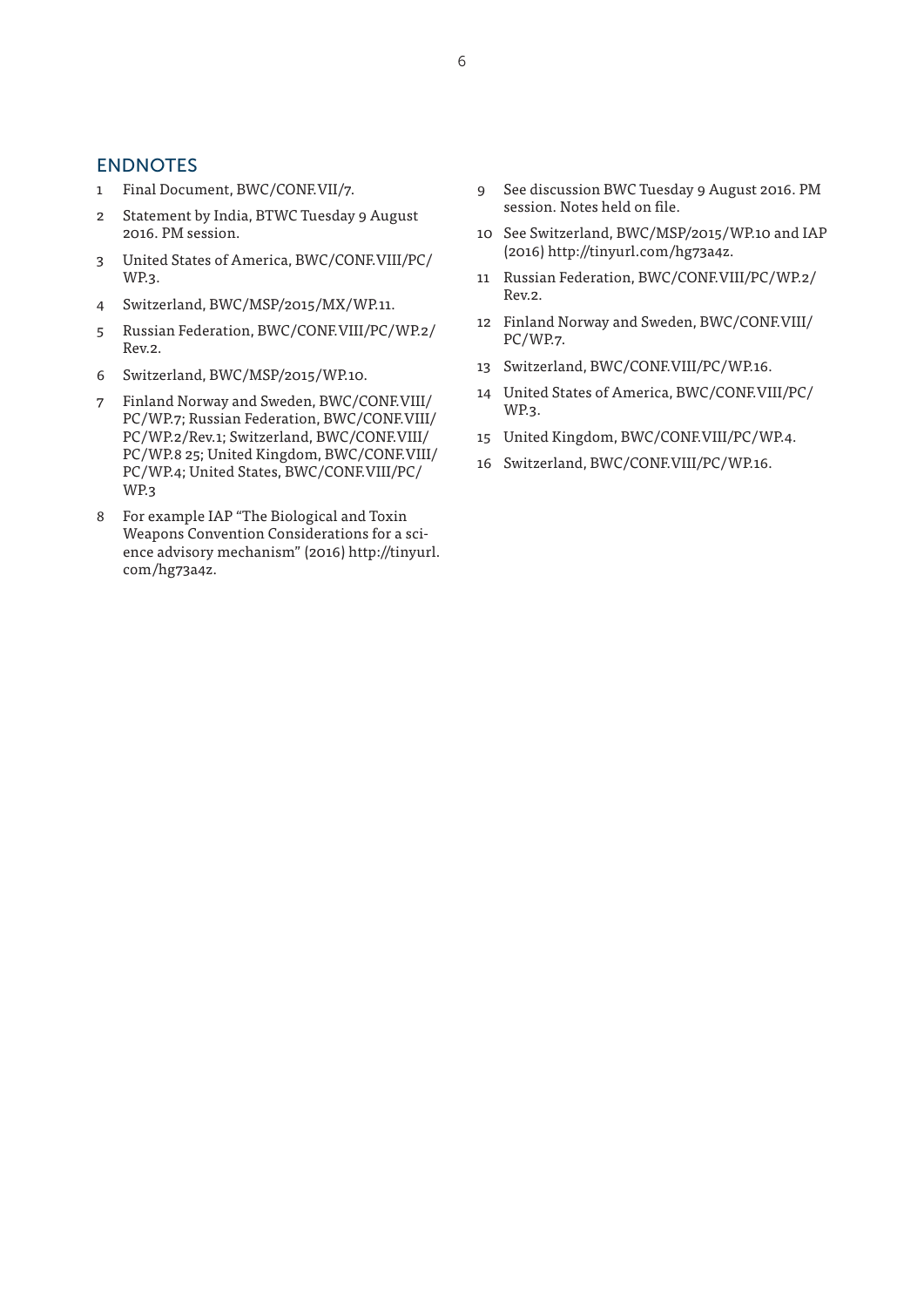## ENDNOTES

1. Final Document, BWC/CONF.VII/7.
2. Statement by India, BTWC Tuesday 9 August 2016. PM session.
3. United States of America, BWC/CONF.VIII/PC/WP.3.
4. Switzerland, BWC/MSP/2015/MX/WP.11.
5. Russian Federation, BWC/CONF.VIII/PC/WP.2/Rev.2.
6. Switzerland, BWC/MSP/2015/WP.10.
7. Finland Norway and Sweden, BWC/CONF.VIII/PC/WP.7; Russian Federation, BWC/CONF.VIII/PC/WP.2/Rev.1; Switzerland, BWC/CONF.VIII/PC/WP.8 25; United Kingdom, BWC/CONF.VIII/PC/WP.4; United States, BWC/CONF.VIII/PC/WP.3
8. For example IAP "The Biological and Toxin Weapons Convention Considerations for a science advisory mechanism" (2016) http://tinyurl.com/hg73a4z.
9. See discussion BWC Tuesday 9 August 2016. PM session. Notes held on file.
10. See Switzerland, BWC/MSP/2015/WP.10 and IAP (2016) http://tinyurl.com/hg73a4z.
11. Russian Federation, BWC/CONF.VIII/PC/WP.2/Rev.2.
12. Finland Norway and Sweden, BWC/CONF.VIII/PC/WP.7.
13. Switzerland, BWC/CONF.VIII/PC/WP.16.
14. United States of America, BWC/CONF.VIII/PC/WP.3.
15. United Kingdom, BWC/CONF.VIII/PC/WP.4.
16. Switzerland, BWC/CONF.VIII/PC/WP.16.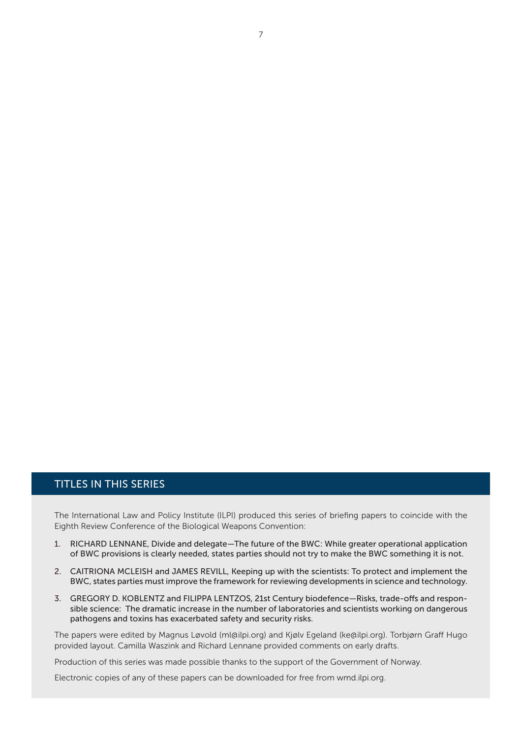## TITLES IN THIS SERIES

The International Law and Policy Institute (ILPI) produced this series of briefing papers to coincide with the Eighth Review Conference of the Biological Weapons Convention:

1. RICHARD LENNANE, Divide and delegate—The future of the BWC: While greater operational application of BWC provisions is clearly needed, states parties should not try to make the BWC something it is not.
2. CAITRIONA MCLEISH and JAMES REVILL, Keeping up with the scientists: To protect and implement the BWC, states parties must improve the framework for reviewing developments in science and technology.
3. GREGORY D. KOBLENTZ and FILIPPA LENTZOS, 21st Century biodefence—Risks, trade-offs and responsible science: The dramatic increase in the number of laboratories and scientists working on dangerous pathogens and toxins has exacerbated safety and security risks.

The papers were edited by Magnus Løvold (ml@ilpi.org) and Kjølv Egeland (ke@ilpi.org). Torbjørn Graff Hugo provided layout. Camilla Waszink and Richard Lennane provided comments on early drafts.

Production of this series was made possible thanks to the support of the Government of Norway.

Electronic copies of any of these papers can be downloaded for free from wmd.ilpi.org.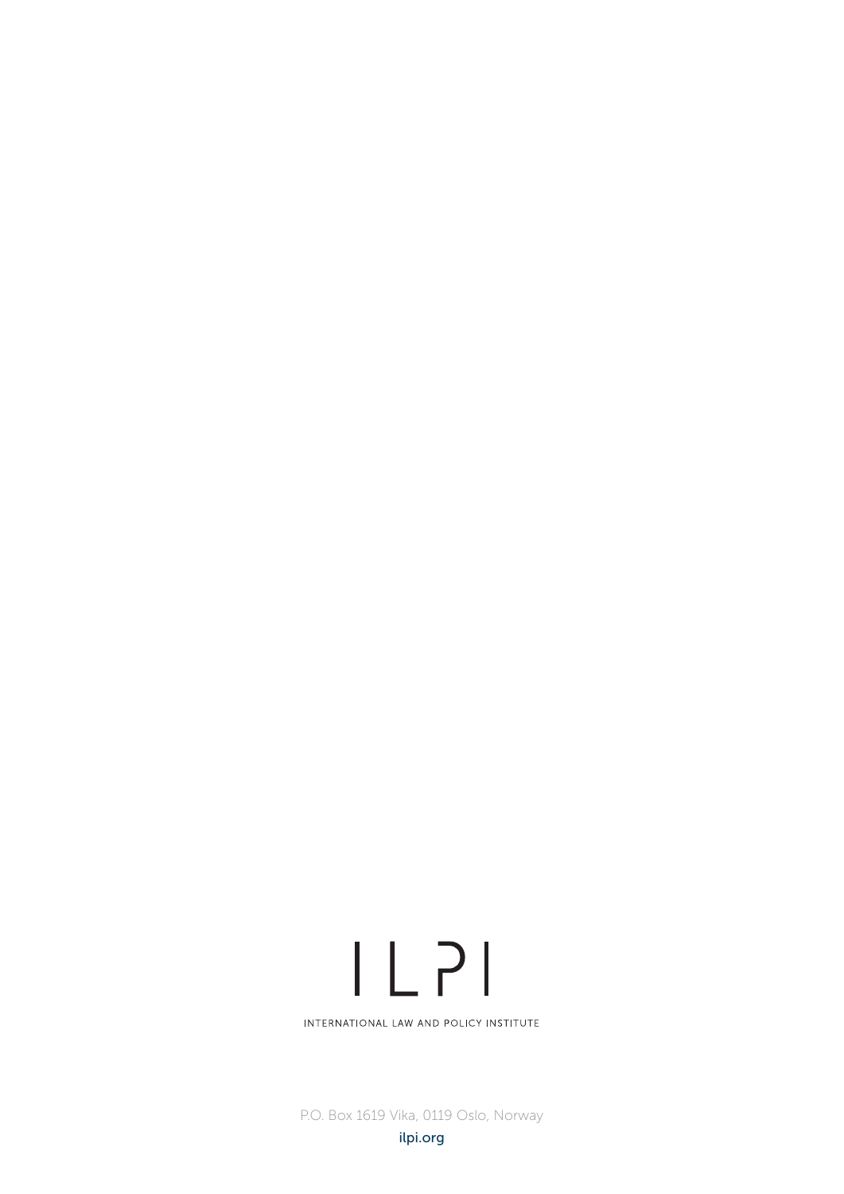ILPI

INTERNATIONAL LAW AND POLICY INSTITUTE

P.O. Box 1619 Vika, 0119 Oslo, Norway

ilpi.org